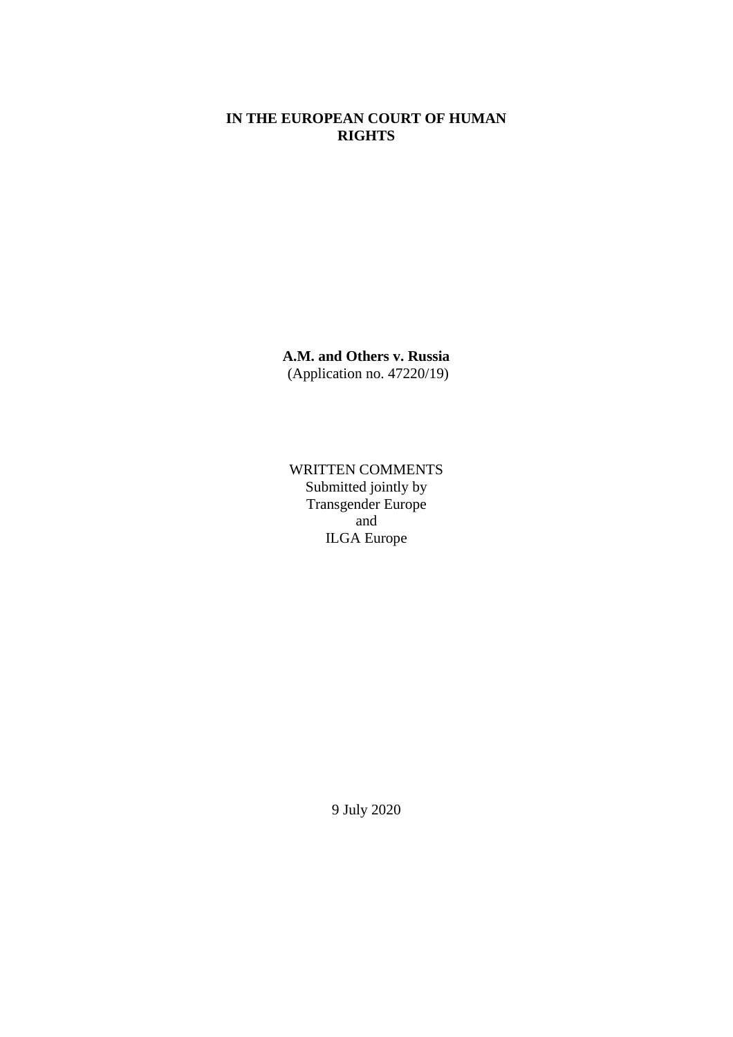**IN THE EUROPEAN COURT OF HUMAN RIGHTS**

**A.M. and Others v. Russia**
(Application no. 47220/19)

WRITTEN COMMENTS
Submitted jointly by
Transgender Europe
and
ILGA Europe

9 July 2020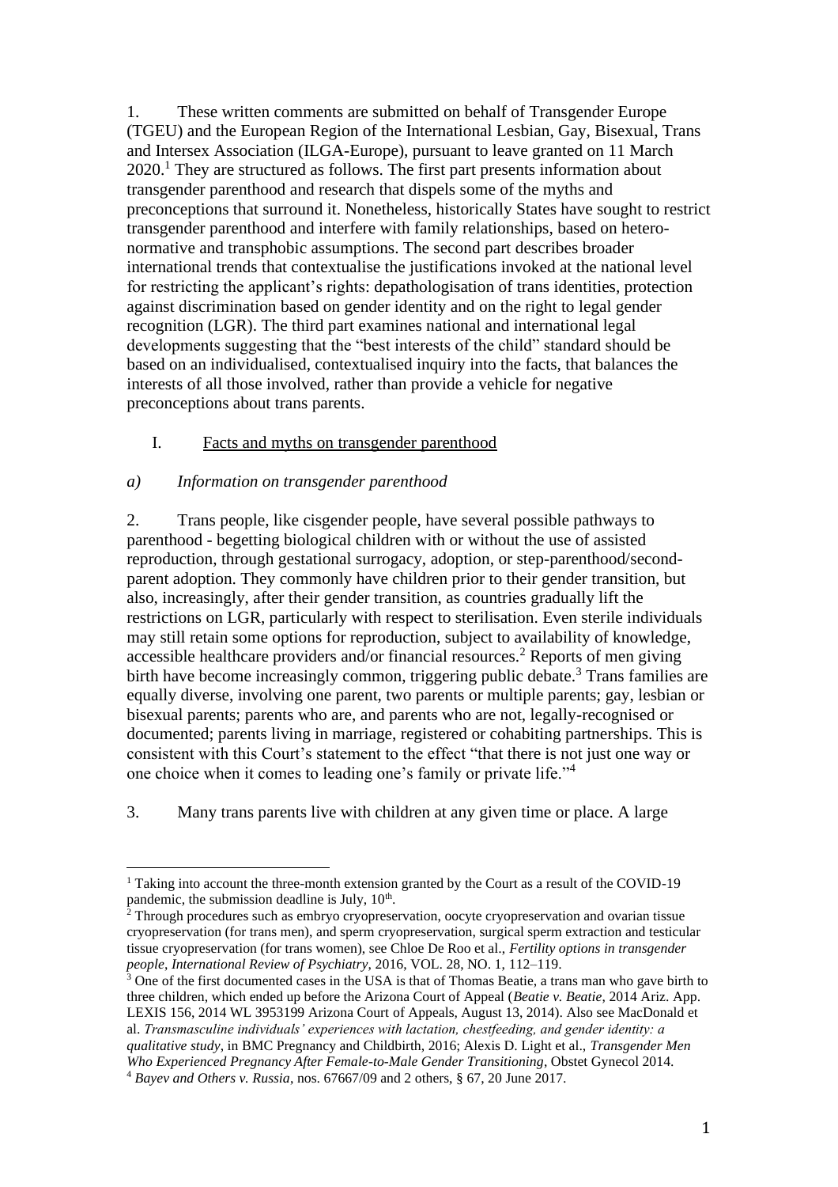1. These written comments are submitted on behalf of Transgender Europe (TGEU) and the European Region of the International Lesbian, Gay, Bisexual, Trans and Intersex Association (ILGA-Europe), pursuant to leave granted on 11 March 2020.[1] They are structured as follows. The first part presents information about transgender parenthood and research that dispels some of the myths and preconceptions that surround it. Nonetheless, historically States have sought to restrict transgender parenthood and interfere with family relationships, based on hetero-normative and transphobic assumptions. The second part describes broader international trends that contextualise the justifications invoked at the national level for restricting the applicant's rights: depathologisation of trans identities, protection against discrimination based on gender identity and on the right to legal gender recognition (LGR). The third part examines national and international legal developments suggesting that the "best interests of the child" standard should be based on an individualised, contextualised inquiry into the facts, that balances the interests of all those involved, rather than provide a vehicle for negative preconceptions about trans parents.

## I. Facts and myths on transgender parenthood

### *a) Information on transgender parenthood*

2. Trans people, like cisgender people, have several possible pathways to parenthood - begetting biological children with or without the use of assisted reproduction, through gestational surrogacy, adoption, or step-parenthood/second-parent adoption. They commonly have children prior to their gender transition, but also, increasingly, after their gender transition, as countries gradually lift the restrictions on LGR, particularly with respect to sterilisation. Even sterile individuals may still retain some options for reproduction, subject to availability of knowledge, accessible healthcare providers and/or financial resources.[2] Reports of men giving birth have become increasingly common, triggering public debate.[3] Trans families are equally diverse, involving one parent, two parents or multiple parents; gay, lesbian or bisexual parents; parents who are, and parents who are not, legally-recognised or documented; parents living in marriage, registered or cohabiting partnerships. This is consistent with this Court's statement to the effect "that there is not just one way or one choice when it comes to leading one's family or private life."[4]

3. Many trans parents live with children at any given time or place. A large

---

[1] Taking into account the three-month extension granted by the Court as a result of the COVID-19 pandemic, the submission deadline is July, 10th.

[2] Through procedures such as embryo cryopreservation, oocyte cryopreservation and ovarian tissue cryopreservation (for trans men), and sperm cryopreservation, surgical sperm extraction and testicular tissue cryopreservation (for trans women), see Chloe De Roo et al., *Fertility options in transgender people*, *International Review of Psychiatry*, 2016, VOL. 28, NO. 1, 112–119.

[3] One of the first documented cases in the USA is that of Thomas Beatie, a trans man who gave birth to three children, which ended up before the Arizona Court of Appeal (*Beatie v. Beatie*, 2014 Ariz. App. LEXIS 156, 2014 WL 3953199 Arizona Court of Appeals, August 13, 2014). Also see MacDonald et al. *Transmasculine individuals' experiences with lactation, chestfeeding, and gender identity: a qualitative study*, in BMC Pregnancy and Childbirth, 2016; Alexis D. Light et al., *Transgender Men Who Experienced Pregnancy After Female-to-Male Gender Transitioning*, Obstet Gynecol 2014.

[4] *Bayev and Others v. Russia*, nos. 67667/09 and 2 others, § 67, 20 June 2017.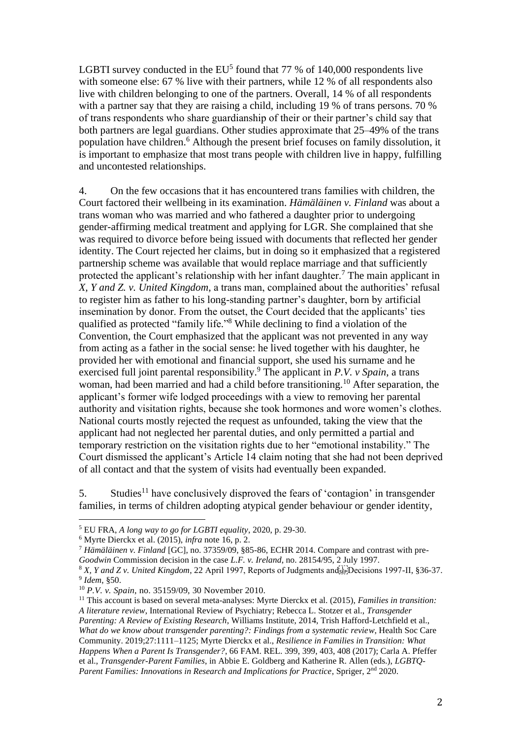LGBTI survey conducted in the EU[5] found that 77 % of 140,000 respondents live with someone else: 67 % live with their partners, while 12 % of all respondents also live with children belonging to one of the partners. Overall, 14 % of all respondents with a partner say that they are raising a child, including 19 % of trans persons. 70 % of trans respondents who share guardianship of their or their partner's child say that both partners are legal guardians. Other studies approximate that 25–49% of the trans population have children.[6] Although the present brief focuses on family dissolution, it is important to emphasize that most trans people with children live in happy, fulfilling and uncontested relationships.

4. On the few occasions that it has encountered trans families with children, the Court factored their wellbeing in its examination. ***Hämäläinen v. Finland*** was about a trans woman who was married and who fathered a daughter prior to undergoing gender-affirming medical treatment and applying for LGR. She complained that she was required to divorce before being issued with documents that reflected her gender identity. The Court rejected her claims, but in doing so it emphasized that a registered partnership scheme was available that would replace marriage and that sufficiently protected the applicant's relationship with her infant daughter.[7] The main applicant in *X, Y and Z. v. United Kingdom*, a trans man, complained about the authorities' refusal to register him as father to his long-standing partner's daughter, born by artificial insemination by donor. From the outset, the Court decided that the applicants' ties qualified as protected "family life."[8] While declining to find a violation of the Convention, the Court emphasized that the applicant was not prevented in any way from acting as a father in the social sense: he lived together with his daughter, he provided her with emotional and financial support, she used his surname and he exercised full joint parental responsibility.[9] The applicant in *P.V. v Spain*, a trans woman, had been married and had a child before transitioning.[10] After separation, the applicant's former wife lodged proceedings with a view to removing her parental authority and visitation rights, because she took hormones and wore women's clothes. National courts mostly rejected the request as unfounded, taking the view that the applicant had not neglected her parental duties, and only permitted a partial and temporary restriction on the visitation rights due to her "emotional instability." The Court dismissed the applicant's Article 14 claim noting that she had not been deprived of all contact and that the system of visits had eventually been expanded.

5. Studies[11] have conclusively disproved the fears of 'contagion' in transgender families, in terms of children adopting atypical gender behaviour or gender identity,

---

[5] EU FRA, *A long way to go for LGBTI equality*, 2020, p. 29-30.

[6] Myrte Dierckx et al. (2015), *infra* note 16, p. 2.

[7] *Hämäläinen v. Finland* [GC], no. 37359/09, §85-86, ECHR 2014. Compare and contrast with pre-*Goodwin* Commission decision in the case *L.F. v. Ireland*, no. 28154/95, 2 July 1997.

[8] *X, Y and Z v. United Kingdom*, 22 April 1997, Reports of Judgments and Decisions 1997-II, §36-37.

[9] *Idem*, §50.

[10] *P.V. v. Spain*, no. 35159/09, 30 November 2010.

[11] This account is based on several meta-analyses: Myrte Dierckx et al. (2015), *Families in transition: A literature review*, International Review of Psychiatry; Rebecca L. Stotzer et al., *Transgender Parenting: A Review of Existing Research*, Williams Institute, 2014, Trish Hafford-Letchfield et al., *What do we know about transgender parenting?: Findings from a systematic review*, Health Soc Care Community. 2019;27:1111–1125; Myrte Dierckx et al., *Resilience in Families in Transition: What Happens When a Parent Is Transgender?*, 66 FAM. REL. 399, 399, 403, 408 (2017); Carla A. Pfeffer et al., *Transgender-Parent Families*, in Abbie E. Goldberg and Katherine R. Allen (eds.), *LGBTQ-Parent Families: Innovations in Research and Implications for Practice*, Spriger, 2nd 2020.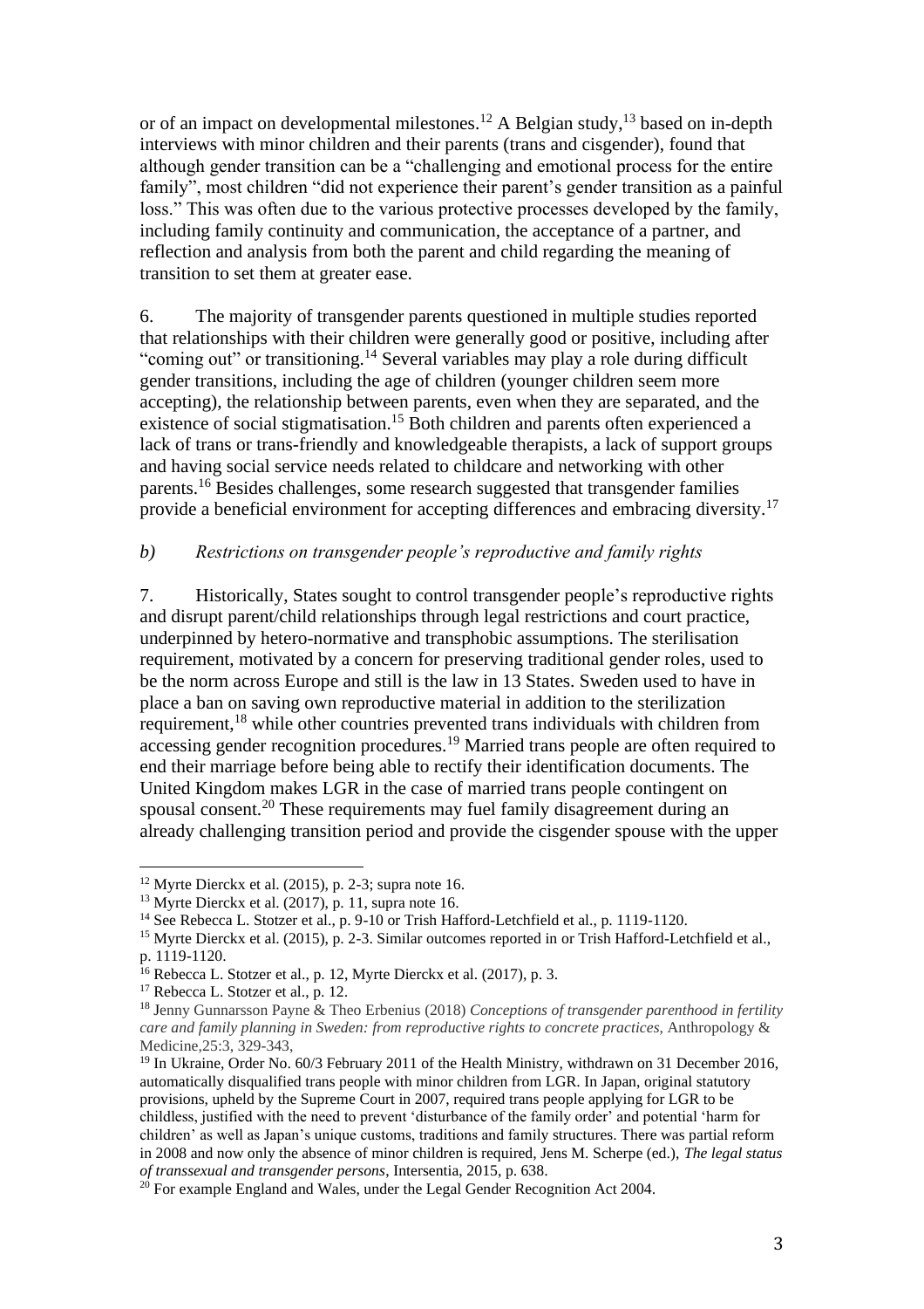or of an impact on developmental milestones.[12] A Belgian study,[13] based on in-depth interviews with minor children and their parents (trans and cisgender), found that although gender transition can be a "challenging and emotional process for the entire family", most children "did not experience their parent's gender transition as a painful loss." This was often due to the various protective processes developed by the family, including family continuity and communication, the acceptance of a partner, and reflection and analysis from both the parent and child regarding the meaning of transition to set them at greater ease.

6. The majority of transgender parents questioned in multiple studies reported that relationships with their children were generally good or positive, including after "coming out" or transitioning.[14] Several variables may play a role during difficult gender transitions, including the age of children (younger children seem more accepting), the relationship between parents, even when they are separated, and the existence of social stigmatisation.[15] Both children and parents often experienced a lack of trans or trans-friendly and knowledgeable therapists, a lack of support groups and having social service needs related to childcare and networking with other parents.[16] Besides challenges, some research suggested that transgender families provide a beneficial environment for accepting differences and embracing diversity.[17]

### *b) Restrictions on transgender people's reproductive and family rights*

7. Historically, States sought to control transgender people's reproductive rights and disrupt parent/child relationships through legal restrictions and court practice, underpinned by hetero-normative and transphobic assumptions. The sterilisation requirement, motivated by a concern for preserving traditional gender roles, used to be the norm across Europe and still is the law in 13 States. Sweden used to have in place a ban on saving own reproductive material in addition to the sterilization requirement,[18] while other countries prevented trans individuals with children from accessing gender recognition procedures.[19] Married trans people are often required to end their marriage before being able to rectify their identification documents. The United Kingdom makes LGR in the case of married trans people contingent on spousal consent.[20] These requirements may fuel family disagreement during an already challenging transition period and provide the cisgender spouse with the upper

---

[12] Myrte Dierckx et al. (2015), p. 2-3; supra note 16.

[13] Myrte Dierckx et al. (2017), p. 11, supra note 16.

[14] See Rebecca L. Stotzer et al., p. 9-10 or Trish Hafford-Letchfield et al., p. 1119-1120.

[15] Myrte Dierckx et al. (2015), p. 2-3. Similar outcomes reported in or Trish Hafford-Letchfield et al., p. 1119-1120.

[16] Rebecca L. Stotzer et al., p. 12, Myrte Dierckx et al. (2017), p. 3.

[17] Rebecca L. Stotzer et al., p. 12.

[18] Jenny Gunnarsson Payne & Theo Erbenius (2018) *Conceptions of transgender parenthood in fertility care and family planning in Sweden: from reproductive rights to concrete practices*, Anthropology & Medicine,25:3, 329-343,

[19] In Ukraine, Order No. 60/3 February 2011 of the Health Ministry, withdrawn on 31 December 2016, automatically disqualified trans people with minor children from LGR. In Japan, original statutory provisions, upheld by the Supreme Court in 2007, required trans people applying for LGR to be childless, justified with the need to prevent 'disturbance of the family order' and potential 'harm for children' as well as Japan's unique customs, traditions and family structures. There was partial reform in 2008 and now only the absence of minor children is required, Jens M. Scherpe (ed.), *The legal status of transsexual and transgender persons*, Intersentia, 2015, p. 638.

[20] For example England and Wales, under the Legal Gender Recognition Act 2004.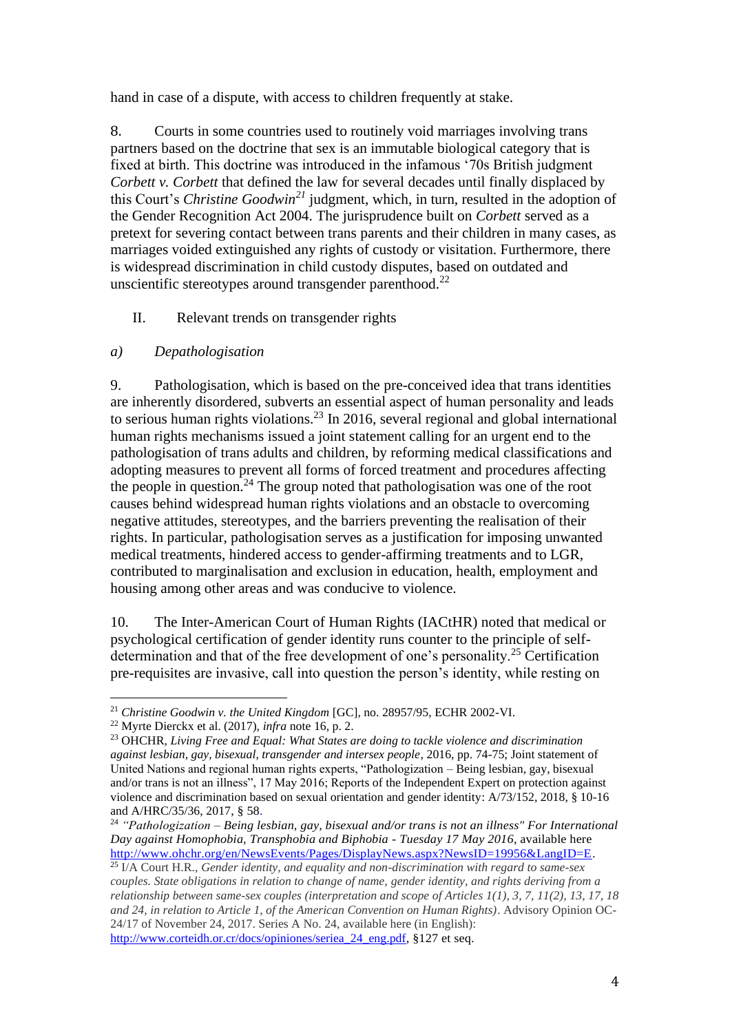hand in case of a dispute, with access to children frequently at stake.

8. Courts in some countries used to routinely void marriages involving trans partners based on the doctrine that sex is an immutable biological category that is fixed at birth. This doctrine was introduced in the infamous '70s British judgment *Corbett v. Corbett* that defined the law for several decades until finally displaced by this Court's *Christine Goodwin*[21] judgment, which, in turn, resulted in the adoption of the Gender Recognition Act 2004. The jurisprudence built on *Corbett* served as a pretext for severing contact between trans parents and their children in many cases, as marriages voided extinguished any rights of custody or visitation. Furthermore, there is widespread discrimination in child custody disputes, based on outdated and unscientific stereotypes around transgender parenthood.[22]

## II. Relevant trends on transgender rights

### *a) Depathologisation*

9. Pathologisation, which is based on the pre-conceived idea that trans identities are inherently disordered, subverts an essential aspect of human personality and leads to serious human rights violations.[23] In 2016, several regional and global international human rights mechanisms issued a joint statement calling for an urgent end to the pathologisation of trans adults and children, by reforming medical classifications and adopting measures to prevent all forms of forced treatment and procedures affecting the people in question.[24] The group noted that pathologisation was one of the root causes behind widespread human rights violations and an obstacle to overcoming negative attitudes, stereotypes, and the barriers preventing the realisation of their rights. In particular, pathologisation serves as a justification for imposing unwanted medical treatments, hindered access to gender-affirming treatments and to LGR, contributed to marginalisation and exclusion in education, health, employment and housing among other areas and was conducive to violence.

10. The Inter-American Court of Human Rights (IACtHR) noted that medical or psychological certification of gender identity runs counter to the principle of self-determination and that of the free development of one's personality.[25] Certification pre-requisites are invasive, call into question the person's identity, while resting on

---

[21] *Christine Goodwin v. the United Kingdom* [GC], no. 28957/95, ECHR 2002-VI.

[22] Myrte Dierckx et al. (2017), *infra* note 16, p. 2.

[23] OHCHR, *Living Free and Equal: What States are doing to tackle violence and discrimination against lesbian, gay, bisexual, transgender and intersex people*, 2016, pp. 74-75; Joint statement of United Nations and regional human rights experts, "Pathologization – Being lesbian, gay, bisexual and/or trans is not an illness", 17 May 2016; Reports of the Independent Expert on protection against violence and discrimination based on sexual orientation and gender identity: A/73/152, 2018, § 10-16 and A/HRC/35/36, 2017, § 58.

[24] *"Pathologization – Being lesbian, gay, bisexual and/or trans is not an illness" For International Day against Homophobia, Transphobia and Biphobia - Tuesday 17 May 2016*, available here http://www.ohchr.org/en/NewsEvents/Pages/DisplayNews.aspx?NewsID=19956&LangID=E.

[25] I/A Court H.R., *Gender identity, and equality and non-discrimination with regard to same-sex couples. State obligations in relation to change of name, gender identity, and rights deriving from a relationship between same-sex couples (interpretation and scope of Articles 1(1), 3, 7, 11(2), 13, 17, 18 and 24, in relation to Article 1, of the American Convention on Human Rights)*. Advisory Opinion OC-24/17 of November 24, 2017. Series A No. 24, available here (in English): http://www.corteidh.or.cr/docs/opiniones/seriea_24_eng.pdf, §127 et seq.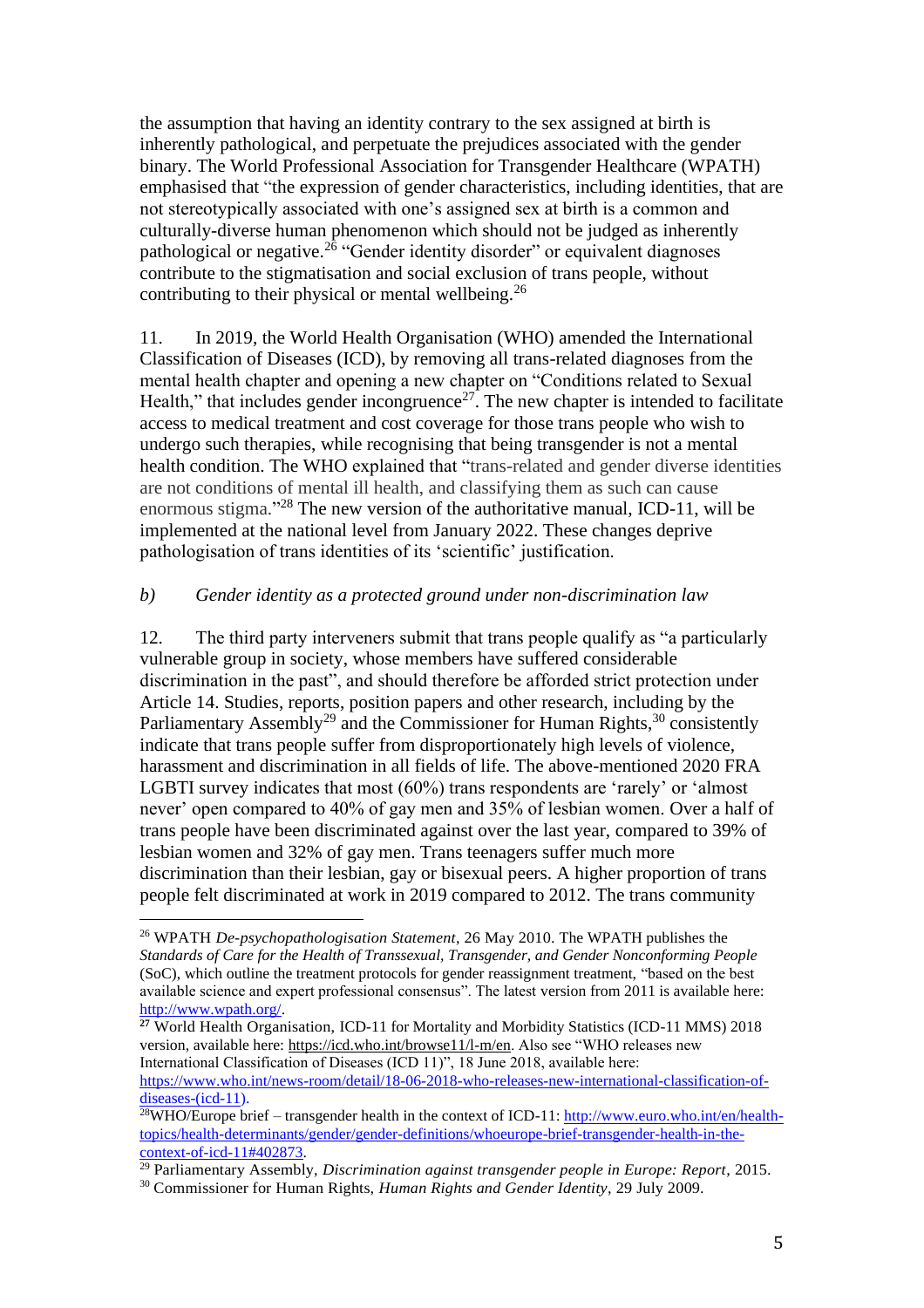the assumption that having an identity contrary to the sex assigned at birth is inherently pathological, and perpetuate the prejudices associated with the gender binary. The World Professional Association for Transgender Healthcare (WPATH) emphasised that "the expression of gender characteristics, including identities, that are not stereotypically associated with one's assigned sex at birth is a common and culturally-diverse human phenomenon which should not be judged as inherently pathological or negative.[26] "Gender identity disorder" or equivalent diagnoses contribute to the stigmatisation and social exclusion of trans people, without contributing to their physical or mental wellbeing.[26]

11. In 2019, the World Health Organisation (WHO) amended the International Classification of Diseases (ICD), by removing all trans-related diagnoses from the mental health chapter and opening a new chapter on "Conditions related to Sexual Health," that includes gender incongruence[27]. The new chapter is intended to facilitate access to medical treatment and cost coverage for those trans people who wish to undergo such therapies, while recognising that being transgender is not a mental health condition. The WHO explained that "trans-related and gender diverse identities are not conditions of mental ill health, and classifying them as such can cause enormous stigma."[28] The new version of the authoritative manual, ICD-11, will be implemented at the national level from January 2022. These changes deprive pathologisation of trans identities of its 'scientific' justification.

*b) Gender identity as a protected ground under non-discrimination law*

12. The third party interveners submit that trans people qualify as "a particularly vulnerable group in society, whose members have suffered considerable discrimination in the past", and should therefore be afforded strict protection under Article 14. Studies, reports, position papers and other research, including by the Parliamentary Assembly[29] and the Commissioner for Human Rights,[30] consistently indicate that trans people suffer from disproportionately high levels of violence, harassment and discrimination in all fields of life. The above-mentioned 2020 FRA LGBTI survey indicates that most (60%) trans respondents are 'rarely' or 'almost never' open compared to 40% of gay men and 35% of lesbian women. Over a half of trans people have been discriminated against over the last year, compared to 39% of lesbian women and 32% of gay men. Trans teenagers suffer much more discrimination than their lesbian, gay or bisexual peers. A higher proportion of trans people felt discriminated at work in 2019 compared to 2012. The trans community

---

[26] WPATH *De-psychopathologisation Statement*, 26 May 2010. The WPATH publishes the *Standards of Care for the Health of Transsexual, Transgender, and Gender Nonconforming People* (SoC), which outline the treatment protocols for gender reassignment treatment, "based on the best available science and expert professional consensus". The latest version from 2011 is available here: http://www.wpath.org/.

[27] World Health Organisation, ICD-11 for Mortality and Morbidity Statistics (ICD-11 MMS) 2018 version, available here: https://icd.who.int/browse11/l-m/en. Also see "WHO releases new International Classification of Diseases (ICD 11)", 18 June 2018, available here: https://www.who.int/news-room/detail/18-06-2018-who-releases-new-international-classification-of-diseases-(icd-11).

[28] WHO/Europe brief – transgender health in the context of ICD-11: http://www.euro.who.int/en/health-topics/health-determinants/gender/gender-definitions/whoeurope-brief-transgender-health-in-the-context-of-icd-11#402873.

[29] Parliamentary Assembly, *Discrimination against transgender people in Europe: Report*, 2015.

[30] Commissioner for Human Rights, *Human Rights and Gender Identity*, 29 July 2009.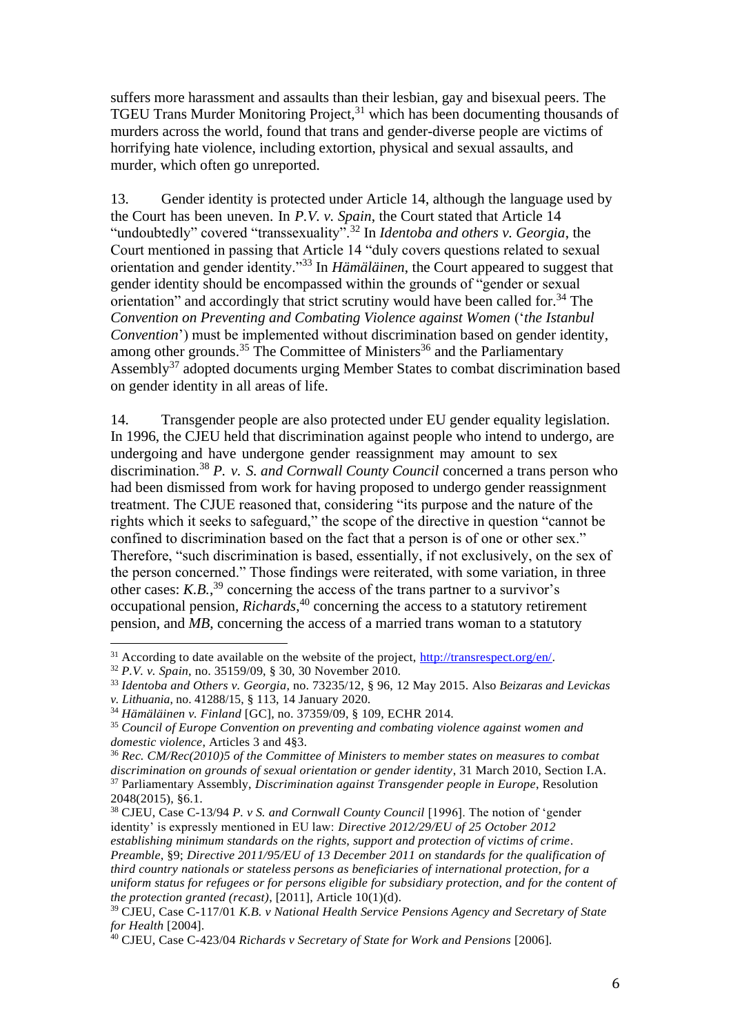suffers more harassment and assaults than their lesbian, gay and bisexual peers. The TGEU Trans Murder Monitoring Project,[31] which has been documenting thousands of murders across the world, found that trans and gender-diverse people are victims of horrifying hate violence, including extortion, physical and sexual assaults, and murder, which often go unreported.

13. Gender identity is protected under Article 14, although the language used by the Court has been uneven. In *P.V. v. Spain*, the Court stated that Article 14 "undoubtedly" covered "transsexuality".[32] In *Identoba and others v. Georgia*, the Court mentioned in passing that Article 14 "duly covers questions related to sexual orientation and gender identity."[33] In *Hämäläinen*, the Court appeared to suggest that gender identity should be encompassed within the grounds of "gender or sexual orientation" and accordingly that strict scrutiny would have been called for.[34] The *Convention on Preventing and Combating Violence against Women* ('*the Istanbul Convention*') must be implemented without discrimination based on gender identity, among other grounds.[35] The Committee of Ministers[36] and the Parliamentary Assembly[37] adopted documents urging Member States to combat discrimination based on gender identity in all areas of life.

14. Transgender people are also protected under EU gender equality legislation. In 1996, the CJEU held that discrimination against people who intend to undergo, are undergoing and have undergone gender reassignment may amount to sex discrimination.[38] *P. v. S. and Cornwall County Council* concerned a trans person who had been dismissed from work for having proposed to undergo gender reassignment treatment. The CJUE reasoned that, considering "its purpose and the nature of the rights which it seeks to safeguard," the scope of the directive in question "cannot be confined to discrimination based on the fact that a person is of one or other sex." Therefore, "such discrimination is based, essentially, if not exclusively, on the sex of the person concerned." Those findings were reiterated, with some variation, in three other cases: *K.B.*,[39] concerning the access of the trans partner to a survivor's occupational pension, *Richards*,[40] concerning the access to a statutory retirement pension, and *MB*, concerning the access of a married trans woman to a statutory

---

[31] According to date available on the website of the project, http://transrespect.org/en/.

[32] *P.V. v. Spain*, no. 35159/09, § 30, 30 November 2010.

[33] *Identoba and Others v. Georgia*, no. 73235/12, § 96, 12 May 2015. Also *Beizaras and Levickas v. Lithuania*, no. 41288/15, § 113, 14 January 2020.

[34] *Hämäläinen v. Finland* [GC], no. 37359/09, § 109, ECHR 2014.

[35] *Council of Europe Convention on preventing and combating violence against women and domestic violence*, Articles 3 and 4§3.

[36] *Rec. CM/Rec(2010)5 of the Committee of Ministers to member states on measures to combat discrimination on grounds of sexual orientation or gender identity*, 31 March 2010, Section I.A.

[37] Parliamentary Assembly, *Discrimination against Transgender people in Europe*, Resolution 2048(2015), §6.1.

[38] CJEU, Case C-13/94 *P. v S. and Cornwall County Council* [1996]. The notion of 'gender identity' is expressly mentioned in EU law: *Directive 2012/29/EU of 25 October 2012 establishing minimum standards on the rights, support and protection of victims of crime*. *Preamble*, §9; *Directive 2011/95/EU of 13 December 2011 on standards for the qualification of third country nationals or stateless persons as beneficiaries of international protection, for a uniform status for refugees or for persons eligible for subsidiary protection, and for the content of the protection granted (recast)*, [2011], Article 10(1)(d).

[39] CJEU, Case C-117/01 *K.B. v National Health Service Pensions Agency and Secretary of State for Health* [2004].

[40] CJEU, Case C-423/04 *Richards v Secretary of State for Work and Pensions* [2006].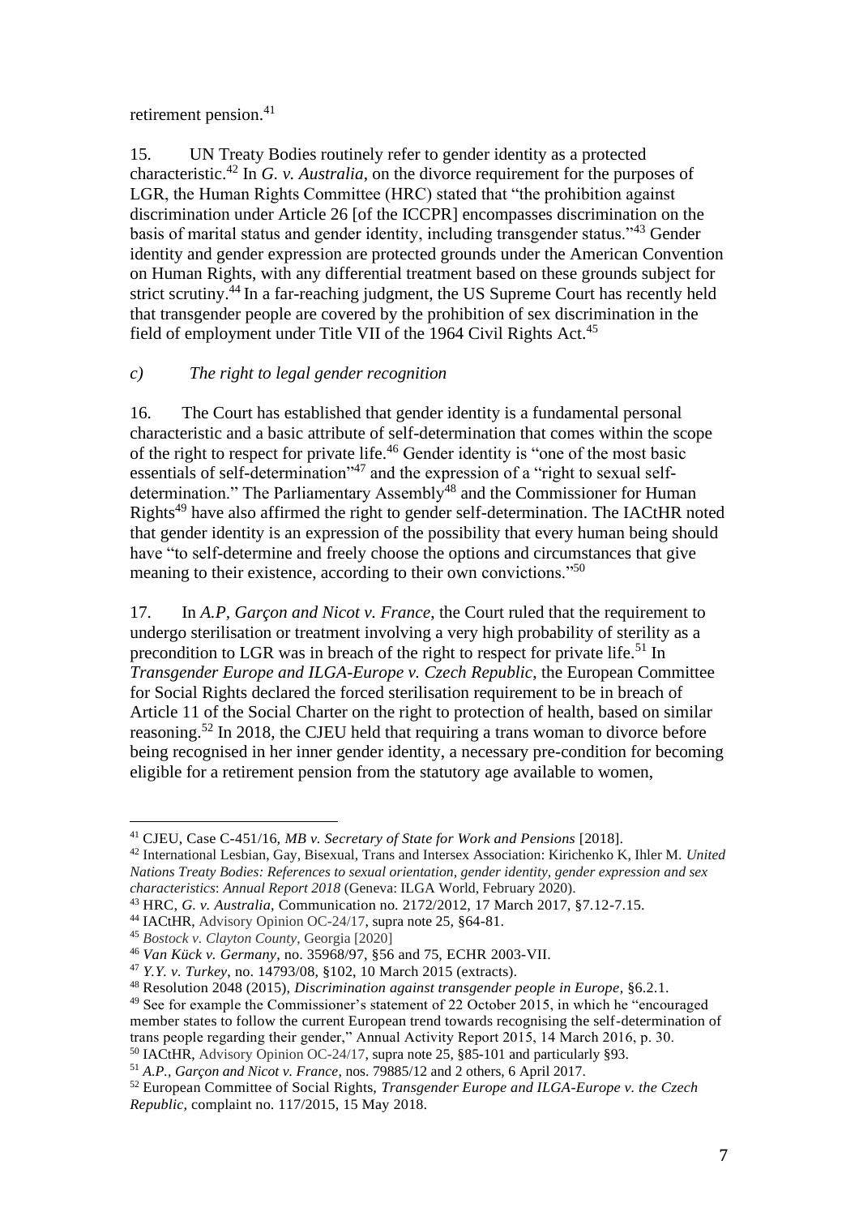retirement pension.[41]

15. UN Treaty Bodies routinely refer to gender identity as a protected characteristic.[42] In *G. v. Australia*, on the divorce requirement for the purposes of LGR, the Human Rights Committee (HRC) stated that "the prohibition against discrimination under Article 26 [of the ICCPR] encompasses discrimination on the basis of marital status and gender identity, including transgender status."[43] Gender identity and gender expression are protected grounds under the American Convention on Human Rights, with any differential treatment based on these grounds subject for strict scrutiny.[44] In a far-reaching judgment, the US Supreme Court has recently held that transgender people are covered by the prohibition of sex discrimination in the field of employment under Title VII of the 1964 Civil Rights Act.[45]

*c) The right to legal gender recognition*

16. The Court has established that gender identity is a fundamental personal characteristic and a basic attribute of self-determination that comes within the scope of the right to respect for private life.[46] Gender identity is "one of the most basic essentials of self-determination"[47] and the expression of a "right to sexual self-determination." The Parliamentary Assembly[48] and the Commissioner for Human Rights[49] have also affirmed the right to gender self-determination. The IACtHR noted that gender identity is an expression of the possibility that every human being should have "to self-determine and freely choose the options and circumstances that give meaning to their existence, according to their own convictions."[50]

17. In *A.P, Garçon and Nicot v. France*, the Court ruled that the requirement to undergo sterilisation or treatment involving a very high probability of sterility as a precondition to LGR was in breach of the right to respect for private life.[51] In *Transgender Europe and ILGA-Europe v. Czech Republic*, the European Committee for Social Rights declared the forced sterilisation requirement to be in breach of Article 11 of the Social Charter on the right to protection of health, based on similar reasoning.[52] In 2018, the CJEU held that requiring a trans woman to divorce before being recognised in her inner gender identity, a necessary pre-condition for becoming eligible for a retirement pension from the statutory age available to women,

---

[41] CJEU, Case C-451/16, *MB v. Secretary of State for Work and Pensions* [2018].

[42] International Lesbian, Gay, Bisexual, Trans and Intersex Association: Kirichenko K, Ihler M. *United Nations Treaty Bodies: References to sexual orientation, gender identity, gender expression and sex characteristics*: *Annual Report 2018* (Geneva: ILGA World, February 2020).

[43] HRC, *G. v. Australia*, Communication no. 2172/2012, 17 March 2017, §7.12-7.15.

[44] IACtHR, Advisory Opinion OC-24/17, supra note 25, §64-81.

[45] *Bostock v. Clayton County*, Georgia [2020]

[46] *Van Kück v. Germany*, no. 35968/97, §56 and 75, ECHR 2003-VII.

[47] *Y.Y. v. Turkey*, no. 14793/08, §102, 10 March 2015 (extracts).

[48] Resolution 2048 (2015), *Discrimination against transgender people in Europe*, §6.2.1.

[49] See for example the Commissioner's statement of 22 October 2015, in which he "encouraged member states to follow the current European trend towards recognising the self-determination of trans people regarding their gender," Annual Activity Report 2015, 14 March 2016, p. 30.

[50] IACtHR, Advisory Opinion OC-24/17, supra note 25, §85-101 and particularly §93.

[51] *A.P., Garçon and Nicot v. France*, nos. 79885/12 and 2 others, 6 April 2017.

[52] European Committee of Social Rights, *Transgender Europe and ILGA-Europe v. the Czech Republic*, complaint no. 117/2015, 15 May 2018.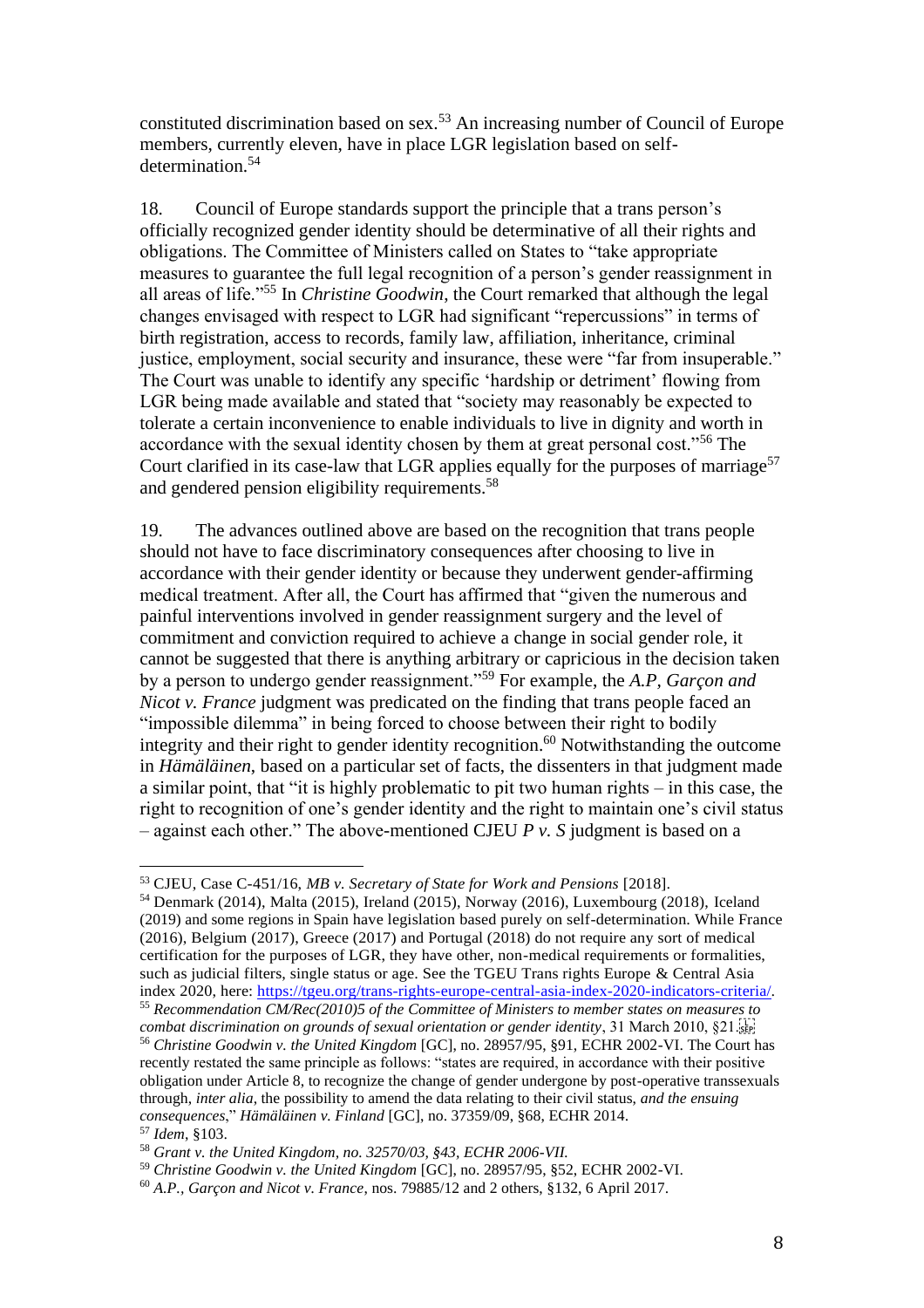constituted discrimination based on sex.[53] An increasing number of Council of Europe members, currently eleven, have in place LGR legislation based on self-determination.[54]

18. Council of Europe standards support the principle that a trans person's officially recognized gender identity should be determinative of all their rights and obligations. The Committee of Ministers called on States to "take appropriate measures to guarantee the full legal recognition of a person's gender reassignment in all areas of life."[55] In *Christine Goodwin*, the Court remarked that although the legal changes envisaged with respect to LGR had significant "repercussions" in terms of birth registration, access to records, family law, affiliation, inheritance, criminal justice, employment, social security and insurance, these were "far from insuperable." The Court was unable to identify any specific 'hardship or detriment' flowing from LGR being made available and stated that "society may reasonably be expected to tolerate a certain inconvenience to enable individuals to live in dignity and worth in accordance with the sexual identity chosen by them at great personal cost."[56] The Court clarified in its case-law that LGR applies equally for the purposes of marriage[57] and gendered pension eligibility requirements.[58]

19. The advances outlined above are based on the recognition that trans people should not have to face discriminatory consequences after choosing to live in accordance with their gender identity or because they underwent gender-affirming medical treatment. After all, the Court has affirmed that "given the numerous and painful interventions involved in gender reassignment surgery and the level of commitment and conviction required to achieve a change in social gender role, it cannot be suggested that there is anything arbitrary or capricious in the decision taken by a person to undergo gender reassignment."[59] For example, the *A.P, Garçon and Nicot v. France* judgment was predicated on the finding that trans people faced an "impossible dilemma" in being forced to choose between their right to bodily integrity and their right to gender identity recognition.[60] Notwithstanding the outcome in *Hämäläinen*, based on a particular set of facts, the dissenters in that judgment made a similar point, that "it is highly problematic to pit two human rights – in this case, the right to recognition of one's gender identity and the right to maintain one's civil status – against each other." The above-mentioned CJEU *P v. S* judgment is based on a

---

[53] CJEU, Case C-451/16, *MB v. Secretary of State for Work and Pensions* [2018].

[54] Denmark (2014), Malta (2015), Ireland (2015), Norway (2016), Luxembourg (2018), Iceland (2019) and some regions in Spain have legislation based purely on self-determination. While France (2016), Belgium (2017), Greece (2017) and Portugal (2018) do not require any sort of medical certification for the purposes of LGR, they have other, non-medical requirements or formalities, such as judicial filters, single status or age. See the TGEU Trans rights Europe & Central Asia index 2020, here: https://tgeu.org/trans-rights-europe-central-asia-index-2020-indicators-criteria/.

[55] *Recommendation CM/Rec(2010)5 of the Committee of Ministers to member states on measures to combat discrimination on grounds of sexual orientation or gender identity*, 31 March 2010, §21.

[56] *Christine Goodwin v. the United Kingdom* [GC], no. 28957/95, §91, ECHR 2002-VI. The Court has recently restated the same principle as follows: "states are required, in accordance with their positive obligation under Article 8, to recognize the change of gender undergone by post-operative transsexuals through, *inter alia*, the possibility to amend the data relating to their civil status, *and the ensuing consequences*," *Hämäläinen v. Finland* [GC], no. 37359/09, §68, ECHR 2014.

[57] *Idem*, §103.

[58] *Grant v. the United Kingdom, no. 32570/03, §43, ECHR 2006-VII.*

[59] *Christine Goodwin v. the United Kingdom* [GC], no. 28957/95, §52, ECHR 2002-VI.

[60] *A.P., Garçon and Nicot v. France*, nos. 79885/12 and 2 others, §132, 6 April 2017.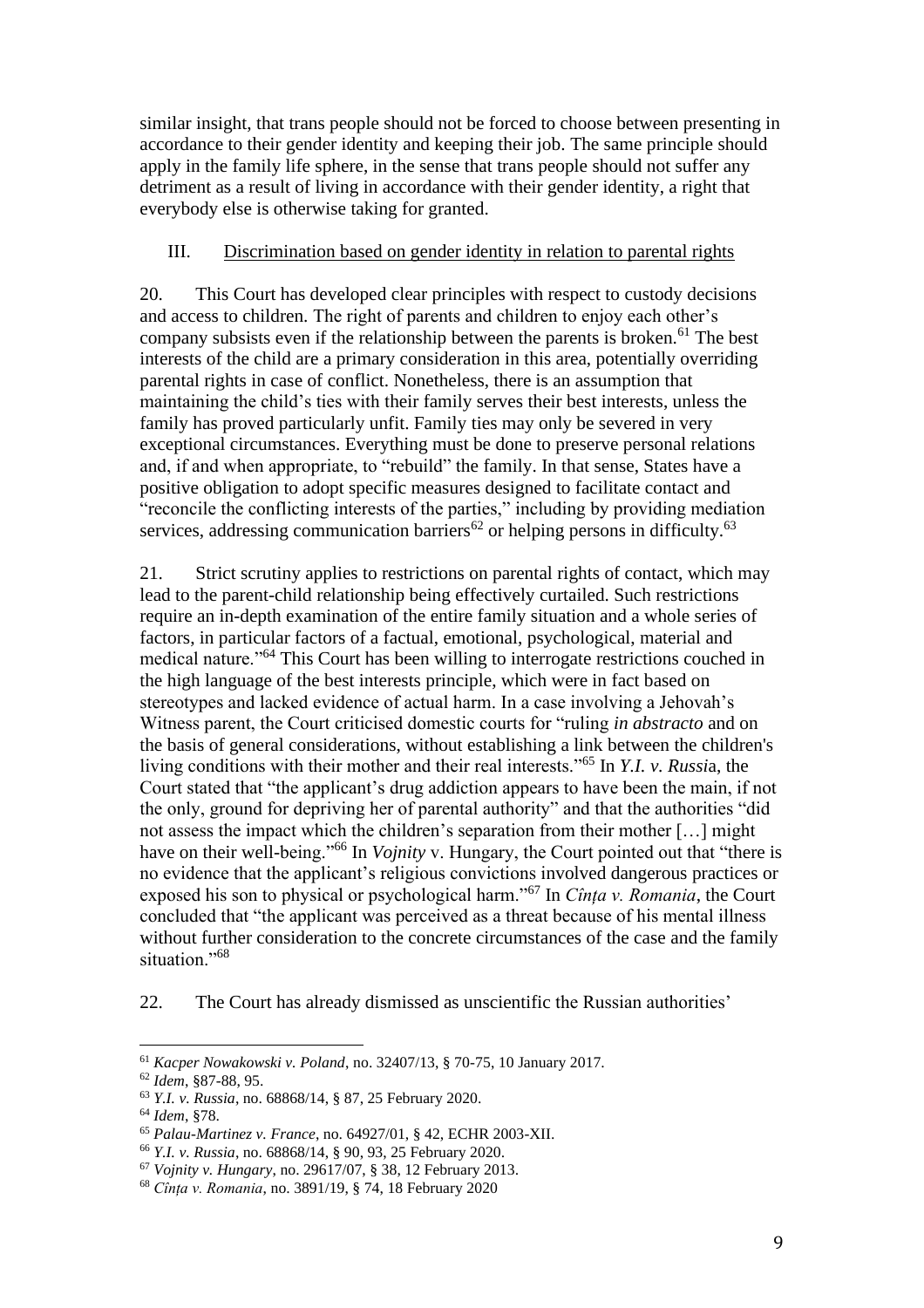similar insight, that trans people should not be forced to choose between presenting in accordance to their gender identity and keeping their job. The same principle should apply in the family life sphere, in the sense that trans people should not suffer any detriment as a result of living in accordance with their gender identity, a right that everybody else is otherwise taking for granted.

## III. Discrimination based on gender identity in relation to parental rights

20. This Court has developed clear principles with respect to custody decisions and access to children. The right of parents and children to enjoy each other's company subsists even if the relationship between the parents is broken.[61] The best interests of the child are a primary consideration in this area, potentially overriding parental rights in case of conflict. Nonetheless, there is an assumption that maintaining the child's ties with their family serves their best interests, unless the family has proved particularly unfit. Family ties may only be severed in very exceptional circumstances. Everything must be done to preserve personal relations and, if and when appropriate, to "rebuild" the family. In that sense, States have a positive obligation to adopt specific measures designed to facilitate contact and "reconcile the conflicting interests of the parties," including by providing mediation services, addressing communication barriers[62] or helping persons in difficulty.[63]

21. Strict scrutiny applies to restrictions on parental rights of contact, which may lead to the parent-child relationship being effectively curtailed. Such restrictions require an in-depth examination of the entire family situation and a whole series of factors, in particular factors of a factual, emotional, psychological, material and medical nature."[64] This Court has been willing to interrogate restrictions couched in the high language of the best interests principle, which were in fact based on stereotypes and lacked evidence of actual harm. In a case involving a Jehovah's Witness parent, the Court criticised domestic courts for "ruling *in abstracto* and on the basis of general considerations, without establishing a link between the children's living conditions with their mother and their real interests."[65] In *Y.I. v. Russi*a, the Court stated that "the applicant's drug addiction appears to have been the main, if not the only, ground for depriving her of parental authority" and that the authorities "did not assess the impact which the children's separation from their mother […] might have on their well-being."[66] In *Vojnity* v. Hungary, the Court pointed out that "there is no evidence that the applicant's religious convictions involved dangerous practices or exposed his son to physical or psychological harm."[67] In *Cînța v. Romania*, the Court concluded that "the applicant was perceived as a threat because of his mental illness without further consideration to the concrete circumstances of the case and the family situation."[68]

22. The Court has already dismissed as unscientific the Russian authorities'

---

[61] *Kacper Nowakowski v. Poland*, no. 32407/13, § 70-75, 10 January 2017.

[62] *Idem*, §87-88, 95.

[63] *Y.I. v. Russia*, no. 68868/14, § 87, 25 February 2020.

[64] *Idem*, §78.

[65] *Palau-Martinez v. France*, no. 64927/01, § 42, ECHR 2003-XII.

[66] *Y.I. v. Russia*, no. 68868/14, § 90, 93, 25 February 2020.

[67] *Vojnity v. Hungary*, no. 29617/07, § 38, 12 February 2013.

[68] *Cînța v. Romania*, no. 3891/19, § 74, 18 February 2020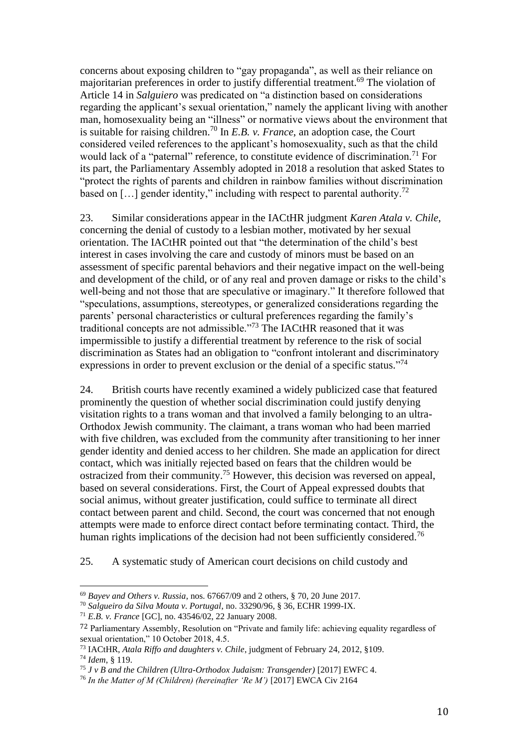concerns about exposing children to "gay propaganda", as well as their reliance on majoritarian preferences in order to justify differential treatment.[69] The violation of Article 14 in *Salguiero* was predicated on "a distinction based on considerations regarding the applicant's sexual orientation," namely the applicant living with another man, homosexuality being an "illness" or normative views about the environment that is suitable for raising children.[70] In *E.B. v. France*, an adoption case, the Court considered veiled references to the applicant's homosexuality, such as that the child would lack of a "paternal" reference, to constitute evidence of discrimination.[71] For its part, the Parliamentary Assembly adopted in 2018 a resolution that asked States to "protect the rights of parents and children in rainbow families without discrimination based on […] gender identity," including with respect to parental authority.[72]

23. Similar considerations appear in the IACtHR judgment *Karen Atala v. Chile*, concerning the denial of custody to a lesbian mother, motivated by her sexual orientation. The IACtHR pointed out that "the determination of the child's best interest in cases involving the care and custody of minors must be based on an assessment of specific parental behaviors and their negative impact on the well-being and development of the child, or of any real and proven damage or risks to the child's well-being and not those that are speculative or imaginary." It therefore followed that "speculations, assumptions, stereotypes, or generalized considerations regarding the parents' personal characteristics or cultural preferences regarding the family's traditional concepts are not admissible."[73] The IACtHR reasoned that it was impermissible to justify a differential treatment by reference to the risk of social discrimination as States had an obligation to "confront intolerant and discriminatory expressions in order to prevent exclusion or the denial of a specific status."[74]

24. British courts have recently examined a widely publicized case that featured prominently the question of whether social discrimination could justify denying visitation rights to a trans woman and that involved a family belonging to an ultra-Orthodox Jewish community. The claimant, a trans woman who had been married with five children, was excluded from the community after transitioning to her inner gender identity and denied access to her children. She made an application for direct contact, which was initially rejected based on fears that the children would be ostracized from their community.[75] However, this decision was reversed on appeal, based on several considerations. First, the Court of Appeal expressed doubts that social animus, without greater justification, could suffice to terminate all direct contact between parent and child. Second, the court was concerned that not enough attempts were made to enforce direct contact before terminating contact. Third, the human rights implications of the decision had not been sufficiently considered.[76]

25. A systematic study of American court decisions on child custody and

---

[69] *Bayev and Others v. Russia*, nos. 67667/09 and 2 others, § 70, 20 June 2017.

[70] *Salgueiro da Silva Mouta v. Portugal*, no. 33290/96, § 36, ECHR 1999-IX.

[71] *E.B. v. France* [GC], no. 43546/02, 22 January 2008.

[72] Parliamentary Assembly, Resolution on "Private and family life: achieving equality regardless of sexual orientation," 10 October 2018, 4.5.

[73] IACtHR, *Atala Riffo and daughters v. Chile*, judgment of February 24, 2012, §109.

[74] *Idem*, § 119.

[75] *J v B and the Children (Ultra-Orthodox Judaism: Transgender)* [2017] EWFC 4.

[76] *In the Matter of M (Children) (hereinafter 'Re M')* [2017] EWCA Civ 2164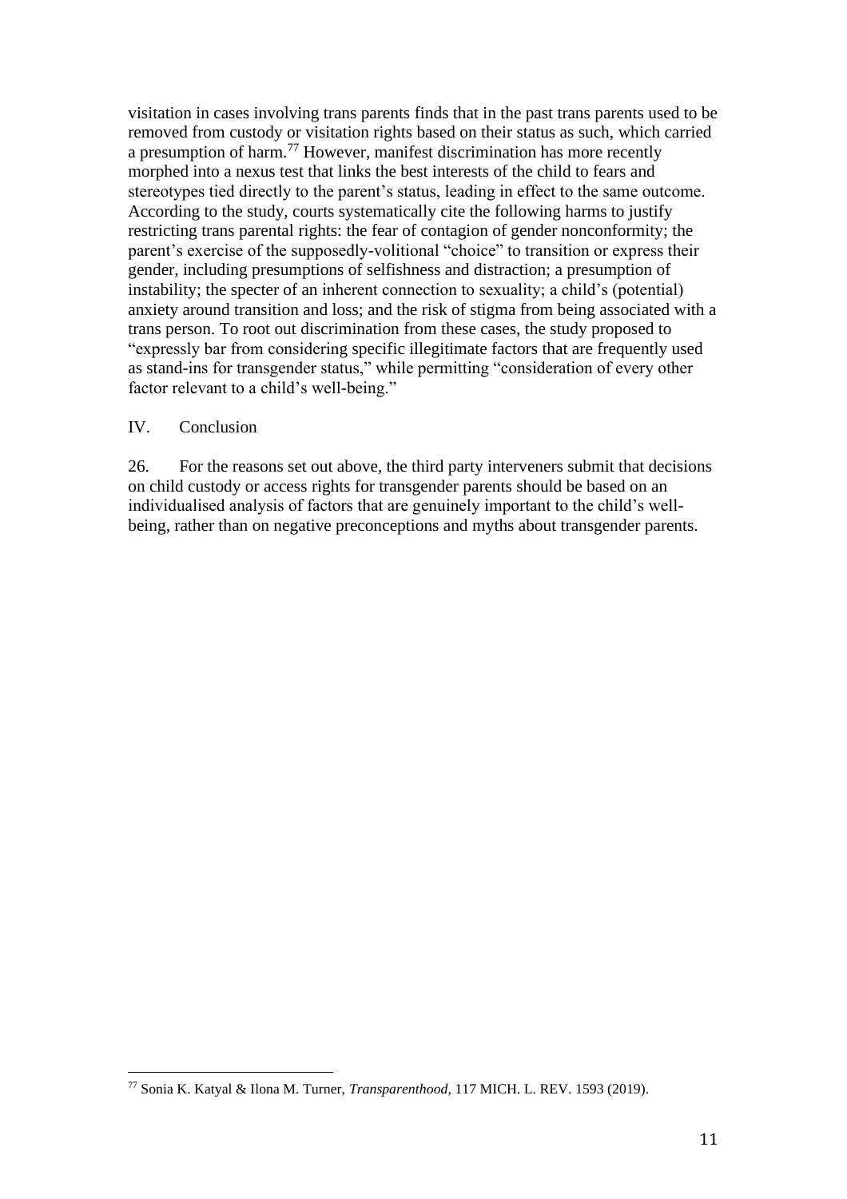visitation in cases involving trans parents finds that in the past trans parents used to be removed from custody or visitation rights based on their status as such, which carried a presumption of harm.[77] However, manifest discrimination has more recently morphed into a nexus test that links the best interests of the child to fears and stereotypes tied directly to the parent's status, leading in effect to the same outcome. According to the study, courts systematically cite the following harms to justify restricting trans parental rights: the fear of contagion of gender nonconformity; the parent's exercise of the supposedly-volitional "choice" to transition or express their gender, including presumptions of selfishness and distraction; a presumption of instability; the specter of an inherent connection to sexuality; a child's (potential) anxiety around transition and loss; and the risk of stigma from being associated with a trans person. To root out discrimination from these cases, the study proposed to "expressly bar from considering specific illegitimate factors that are frequently used as stand-ins for transgender status," while permitting "consideration of every other factor relevant to a child's well-being."

## IV. Conclusion

26. For the reasons set out above, the third party interveners submit that decisions on child custody or access rights for transgender parents should be based on an individualised analysis of factors that are genuinely important to the child's well-being, rather than on negative preconceptions and myths about transgender parents.

---

[77] Sonia K. Katyal & Ilona M. Turner, *Transparenthood,* 117 MICH. L. REV. 1593 (2019).